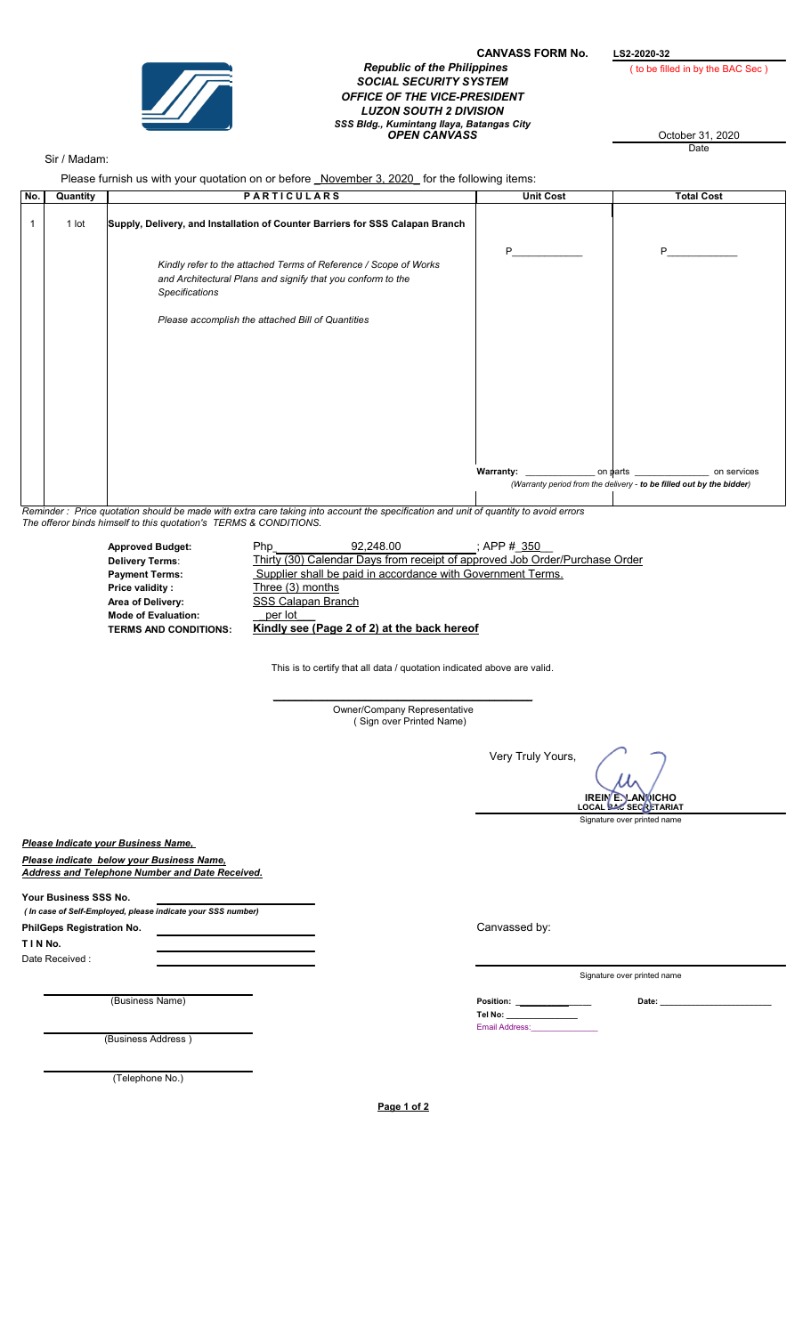**CANVASS FORM No.** **LS2-2020-32**

( to be filled in by the BAC Sec )

***Republic of the Philippines***
***SOCIAL SECURITY SYSTEM***
***OFFICE OF THE VICE-PRESIDENT***
***LUZON SOUTH 2 DIVISION***
***SSS Bldg., Kumintang Ilaya, Batangas City***
***OPEN CANVASS***

October 31, 2020
Date

Sir / Madam:

Please furnish us with your quotation on or before _November 3, 2020_ for the following items:

| No. | Quantity | PARTICULARS | Unit Cost | Total Cost |
|---|---|---|---|---|
| 1 | 1 lot | **Supply, Delivery, and Installation of Counter Barriers for SSS Calapan Branch**<br><br>*Kindly refer to the attached Terms of Reference / Scope of Works and Architectural Plans and signify that you conform to the Specifications*<br><br>*Please accomplish the attached Bill of Quantities* | P____________ | P____________ |
| | | | **Warranty:** ______________ on parts ______________ on services<br>*(Warranty period from the delivery - **to be filled out by the bidder**)* | |

*Reminder : Price quotation should be made with extra care taking into account the specification and unit of quantity to avoid errors*
*The offeror binds himself to this quotation's TERMS & CONDITIONS.*

**Approved Budget:** Php 92,248.00 ; APP # 350
**Delivery Terms:** Thirty (30) Calendar Days from receipt of approved Job Order/Purchase Order
**Payment Terms:** Supplier shall be paid in accordance with Government Terms.
**Price validity :** Three (3) months
**Area of Delivery:** SSS Calapan Branch
**Mode of Evaluation:** per lot
**TERMS AND CONDITIONS:** **Kindly see (Page 2 of 2) at the back hereof**

This is to certify that all data / quotation indicated above are valid.

_______________________________
Owner/Company Representative
( Sign over Printed Name)

Very Truly Yours,

**IREIN E. LANDICHO**
**LOCAL BAC SECRETARIAT**
Signature over printed name

***Please Indicate your Business Name,***

***Please indicate below your Business Name, Address and Telephone Number and Date Received.***

**Your Business SSS No.** ____________________
***( In case of Self-Employed, please indicate your SSS number)***

**PhilGeps Registration No.** ____________________

**T I N No.** ____________________

Date Received : ____________________

Canvassed by:

_______________________________
Signature over printed name

**Position:** ____________ **Date:** ____________
**Tel No:** ____________
Email Address: ____________

_______________________________
(Business Name)

_______________________________
(Business Address )

_______________________________
(Telephone No.)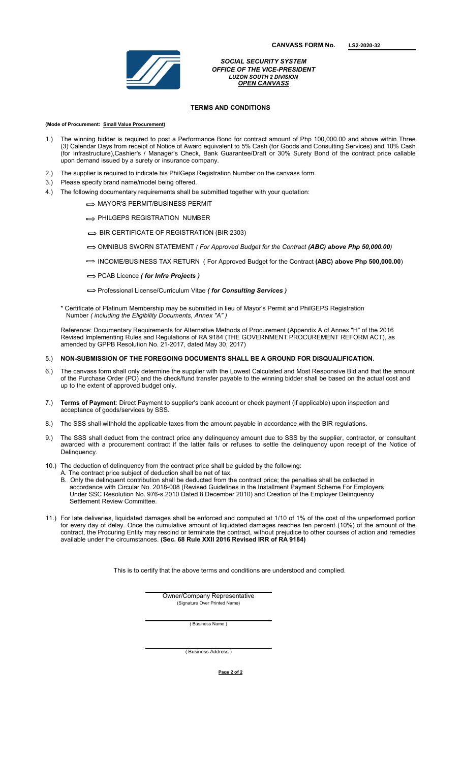**CANVASS FORM No.** LS2-2020-32

***SOCIAL SECURITY SYSTEM***
***OFFICE OF THE VICE-PRESIDENT***
***LUZON SOUTH 2 DIVISION***
***OPEN CANVASS***

## TERMS AND CONDITIONS

**(Mode of Procurement: Small Value Procurement)**

1.) The winning bidder is required to post a Performance Bond for contract amount of Php 100,000.00 and above within Three (3) Calendar Days from receipt of Notice of Award equivalent to 5% Cash (for Goods and Consulting Services) and 10% Cash (for Infrastructure),Cashier's / Manager's Check, Bank Guarantee/Draft or 30% Surety Bond of the contract price callable upon demand issued by a surety or insurance company.

2.) The supplier is required to indicate his PhilGeps Registration Number on the canvass form.

3.) Please specify brand name/model being offered.

4.) The following documentary requirements shall be submitted together with your quotation:

- ⟹ MAYOR'S PERMIT/BUSINESS PERMIT
- ⟹ PHILGEPS REGISTRATION NUMBER
- ⟹ BIR CERTIFICATE OF REGISTRATION (BIR 2303)
- ⟹ OMNIBUS SWORN STATEMENT *( For Approved Budget for the Contract **(ABC) above Php 50,000.00**)*
- ⟹ INCOME/BUSINESS TAX RETURN ( For Approved Budget for the Contract **(ABC) above Php 500,000.00**)
- ⟹ PCAB Licence ***( for Infra Projects )***
- ⟹ Professional License/Curriculum Vitae ***( for Consulting Services )***

\* Certificate of Platinum Membership may be submitted in lieu of Mayor's Permit and PhilGEPS Registration Number *( including the Eligibility Documents, Annex "A" )*

Reference: Documentary Requirements for Alternative Methods of Procurement (Appendix A of Annex "H" of the 2016 Revised Implementing Rules and Regulations of RA 9184 (THE GOVERNMENT PROCUREMENT REFORM ACT), as amended by GPPB Resolution No. 21-2017, dated May 30, 2017)

5.) **NON-SUBMISSION OF THE FOREGOING DOCUMENTS SHALL BE A GROUND FOR DISQUALIFICATION.**

6.) The canvass form shall only determine the supplier with the Lowest Calculated and Most Responsive Bid and that the amount of the Purchase Order (PO) and the check/fund transfer payable to the winning bidder shall be based on the actual cost and up to the extent of approved budget only.

7.) **Terms of Payment**: Direct Payment to supplier's bank account or check payment (if applicable) upon inspection and acceptance of goods/services by SSS.

8.) The SSS shall withhold the applicable taxes from the amount payable in accordance with the BIR regulations.

9.) The SSS shall deduct from the contract price any delinquency amount due to SSS by the supplier, contractor, or consultant awarded with a procurement contract if the latter fails or refuses to settle the delinquency upon receipt of the Notice of Delinquency.

10.) The deduction of delinquency from the contract price shall be guided by the following:
  A. The contract price subject of deduction shall be net of tax.
  B. Only the delinquent contribution shall be deducted from the contract price; the penalties shall be collected in accordance with Circular No. 2018-008 (Revised Guidelines in the Installment Payment Scheme For Employers Under SSC Resolution No. 976-s.2010 Dated 8 December 2010) and Creation of the Employer Delinquency Settlement Review Committee.

11.) For late deliveries, liquidated damages shall be enforced and computed at 1/10 of 1% of the cost of the unperformed portion for every day of delay. Once the cumulative amount of liquidated damages reaches ten percent (10%) of the amount of the contract, the Procuring Entity may rescind or terminate the contract, without prejudice to other courses of action and remedies available under the circumstances. **(Sec. 68 Rule XXII 2016 Revised IRR of RA 9184)**

This is to certify that the above terms and conditions are understood and complied.

\_\_\_\_\_\_\_\_\_\_\_\_\_\_\_\_\_\_\_\_\_\_\_\_\_\_\_\_\_\_
Owner/Company Representative
(Signature Over Printed Name)

\_\_\_\_\_\_\_\_\_\_\_\_\_\_\_\_\_\_\_\_\_\_\_\_\_\_\_\_\_\_
( Business Name )

\_\_\_\_\_\_\_\_\_\_\_\_\_\_\_\_\_\_\_\_\_\_\_\_\_\_\_\_\_\_
( Business Address )